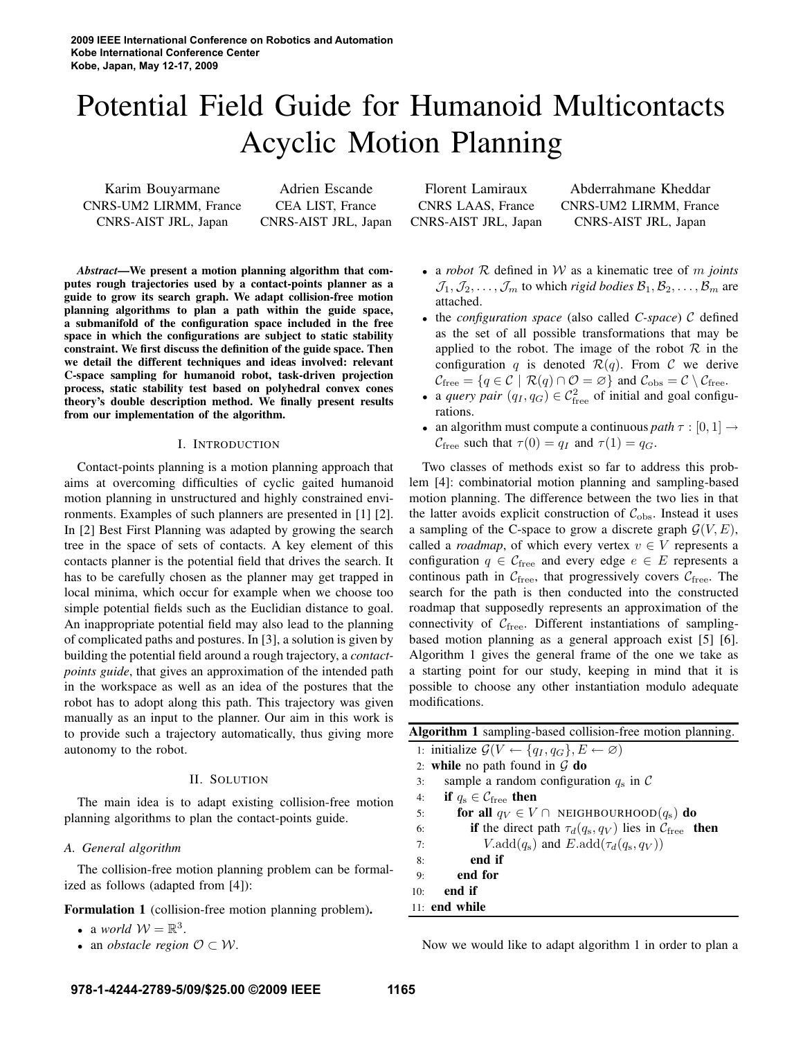# Potential Field Guide for Humanoid Multicontacts Acyclic Motion Planning

Karim Bouyarmane
CNRS-UM2 LIRMM, France
CNRS-AIST JRL, Japan

Adrien Escande
CEA LIST, France
CNRS-AIST JRL, Japan

Florent Lamiraux
CNRS LAAS, France
CNRS-AIST JRL, Japan

Abderrahmane Kheddar
CNRS-UM2 LIRMM, France
CNRS-AIST JRL, Japan

***Abstract*—We present a motion planning algorithm that computes rough trajectories used by a contact-points planner as a guide to grow its search graph. We adapt collision-free motion planning algorithms to plan a path within the guide space, a submanifold of the configuration space included in the free space in which the configurations are subject to static stability constraint. We first discuss the definition of the guide space. Then we detail the different techniques and ideas involved: relevant C-space sampling for humanoid robot, task-driven projection process, static stability test based on polyhedral convex cones theory's double description method. We finally present results from our implementation of the algorithm.**

## I. Introduction

Contact-points planning is a motion planning approach that aims at overcoming difficulties of cyclic gaited humanoid motion planning in unstructured and highly constrained environments. Examples of such planners are presented in [1] [2]. In [2] Best First Planning was adapted by growing the search tree in the space of sets of contacts. A key element of this contacts planner is the potential field that drives the search. It has to be carefully chosen as the planner may get trapped in local minima, which occur for example when we choose too simple potential fields such as the Euclidian distance to goal. An inappropriate potential field may also lead to the planning of complicated paths and postures. In [3], a solution is given by building the potential field around a rough trajectory, a *contact-points guide*, that gives an approximation of the intended path in the workspace as well as an idea of the postures that the robot has to adopt along this path. This trajectory was given manually as an input to the planner. Our aim in this work is to provide such a trajectory automatically, thus giving more autonomy to the robot.

## II. Solution

The main idea is to adapt existing collision-free motion planning algorithms to plan the contact-points guide.

### A. General algorithm

The collision-free motion planning problem can be formalized as follows (adapted from [4]):

**Formulation 1** (collision-free motion planning problem)**.**

- a *world* $\mathcal{W} = \mathbb{R}^3$.
- an *obstacle region* $\mathcal{O} \subset \mathcal{W}$.
- a *robot* $\mathcal{R}$ defined in $\mathcal{W}$ as a kinematic tree of $m$ *joints* $\mathcal{J}_1, \mathcal{J}_2, \ldots, \mathcal{J}_m$ to which *rigid bodies* $\mathcal{B}_1, \mathcal{B}_2, \ldots, \mathcal{B}_m$ are attached.
- the *configuration space* (also called *C-space*) $\mathcal{C}$ defined as the set of all possible transformations that may be applied to the robot. The image of the robot $\mathcal{R}$ in the configuration $q$ is denoted $\mathcal{R}(q)$. From $\mathcal{C}$ we derive $\mathcal{C}_{\text{free}} = \{q \in \mathcal{C} \mid \mathcal{R}(q) \cap \mathcal{O} = \varnothing\}$ and $\mathcal{C}_{\text{obs}} = \mathcal{C} \setminus \mathcal{C}_{\text{free}}$.
- a *query pair* $(q_I, q_G) \in \mathcal{C}_{\text{free}}^2$ of initial and goal configurations.
- an algorithm must compute a continuous *path* $\tau : [0, 1] \rightarrow \mathcal{C}_{\text{free}}$ such that $\tau(0) = q_I$ and $\tau(1) = q_G$.

Two classes of methods exist so far to address this problem [4]: combinatorial motion planning and sampling-based motion planning. The difference between the two lies in that the latter avoids explicit construction of $\mathcal{C}_{\text{obs}}$. Instead it uses a sampling of the C-space to grow a discrete graph $\mathcal{G}(V, E)$, called a *roadmap*, of which every vertex $v \in V$ represents a configuration $q \in \mathcal{C}_{\text{free}}$ and every edge $e \in E$ represents a continous path in $\mathcal{C}_{\text{free}}$, that progressively covers $\mathcal{C}_{\text{free}}$. The search for the path is then conducted into the constructed roadmap that supposedly represents an approximation of the connectivity of $\mathcal{C}_{\text{free}}$. Different instantiations of sampling-based motion planning as a general approach exist [5] [6]. Algorithm 1 gives the general frame of the one we take as a starting point for our study, keeping in mind that it is possible to choose any other instantiation modulo adequate modifications.

**Algorithm 1** sampling-based collision-free motion planning.

```
1:  initialize G(V ← {q_I, q_G}, E ← ∅)
2:  while no path found in G do
3:     sample a random configuration q_s in C
4:     if q_s ∈ C_free then
5:        for all q_V ∈ V ∩ NEIGHBOURHOOD(q_s) do
6:           if the direct path τ_d(q_s, q_V) lies in C_free then
7:              V.add(q_s) and E.add(τ_d(q_s, q_V))
8:           end if
9:        end for
10:    end if
11: end while
```

Now we would like to adapt algorithm 1 in order to plan a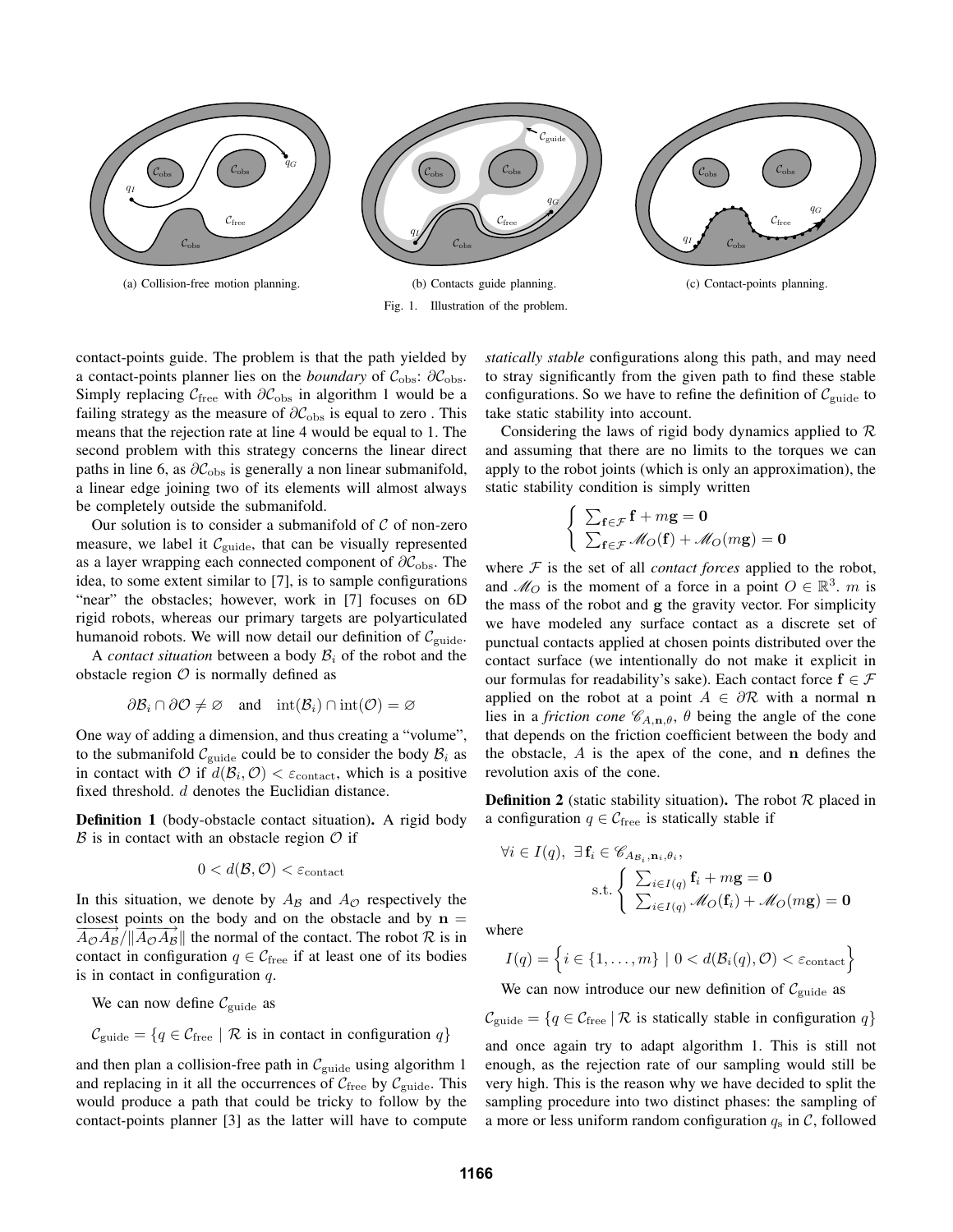$\mathcal{C}_{\text{obs}}$

$\mathcal{C}_{\text{obs}}$

$q_G$

$q_I$

$\mathcal{C}_{\text{free}}$

$\mathcal{C}_{\text{obs}}$

(a) Collision-free motion planning.

$\mathcal{C}_{\text{guide}}$

$\mathcal{C}_{\text{obs}}$

$\mathcal{C}_{\text{obs}}$

$q_G$

$q_I$

$\mathcal{C}_{\text{free}}$

$\mathcal{C}_{\text{obs}}$

(b) Contacts guide planning.

$\mathcal{C}_{\text{obs}}$

$\mathcal{C}_{\text{obs}}$

$q_G$

$\mathcal{C}_{\text{free}}$

$q_I$

$\mathcal{C}_{\text{obs}}$

(c) Contact-points planning.

Fig. 1. Illustration of the problem.

contact-points guide. The problem is that the path yielded by a contact-points planner lies on the *boundary* of $\mathcal{C}_{\text{obs}}$: $\partial\mathcal{C}_{\text{obs}}$. Simply replacing $\mathcal{C}_{\text{free}}$ with $\partial\mathcal{C}_{\text{obs}}$ in algorithm 1 would be a failing strategy as the measure of $\partial\mathcal{C}_{\text{obs}}$ is equal to zero . This means that the rejection rate at line 4 would be equal to 1. The second problem with this strategy concerns the linear direct paths in line 6, as $\partial\mathcal{C}_{\text{obs}}$ is generally a non linear submanifold, a linear edge joining two of its elements will almost always be completely outside the submanifold.

Our solution is to consider a submanifold of $\mathcal{C}$ of non-zero measure, we label it $\mathcal{C}_{\text{guide}}$, that can be visually represented as a layer wrapping each connected component of $\partial\mathcal{C}_{\text{obs}}$. The idea, to some extent similar to [7], is to sample configurations "near" the obstacles; however, work in [7] focuses on 6D rigid robots, whereas our primary targets are polyarticulated humanoid robots. We will now detail our definition of $\mathcal{C}_{\text{guide}}$.

A *contact situation* between a body $\mathcal{B}_i$ of the robot and the obstacle region $\mathcal{O}$ is normally defined as

$$\partial\mathcal{B}_i \cap \partial\mathcal{O} \neq \varnothing \quad \text{and} \quad \text{int}(\mathcal{B}_i) \cap \text{int}(\mathcal{O}) = \varnothing$$

One way of adding a dimension, and thus creating a "volume", to the submanifold $\mathcal{C}_{\text{guide}}$ could be to consider the body $\mathcal{B}_i$ as in contact with $\mathcal{O}$ if $d(\mathcal{B}_i, \mathcal{O}) < \varepsilon_{\text{contact}}$, which is a positive fixed threshold. $d$ denotes the Euclidian distance.

**Definition 1** (body-obstacle contact situation)**.** A rigid body $\mathcal{B}$ is in contact with an obstacle region $\mathcal{O}$ if

$$0 < d(\mathcal{B}, \mathcal{O}) < \varepsilon_{\text{contact}}$$

In this situation, we denote by $A_{\mathcal{B}}$ and $A_{\mathcal{O}}$ respectively the closest points on the body and on the obstacle and by $\mathbf{n} = \overrightarrow{A_{\mathcal{O}}A_{\mathcal{B}}}/\|\overrightarrow{A_{\mathcal{O}}A_{\mathcal{B}}}\|$ the normal of the contact. The robot $\mathcal{R}$ is in contact in configuration $q \in \mathcal{C}_{\text{free}}$ if at least one of its bodies is in contact in configuration $q$.

We can now define $\mathcal{C}_{\text{guide}}$ as

$$\mathcal{C}_{\text{guide}} = \{q \in \mathcal{C}_{\text{free}} \mid \mathcal{R} \text{ is in contact in configuration } q\}$$

and then plan a collision-free path in $\mathcal{C}_{\text{guide}}$ using algorithm 1 and replacing in it all the occurrences of $\mathcal{C}_{\text{free}}$ by $\mathcal{C}_{\text{guide}}$. This would produce a path that could be tricky to follow by the contact-points planner [3] as the latter will have to compute *statically stable* configurations along this path, and may need to stray significantly from the given path to find these stable configurations. So we have to refine the definition of $\mathcal{C}_{\text{guide}}$ to take static stability into account.

Considering the laws of rigid body dynamics applied to $\mathcal{R}$ and assuming that there are no limits to the torques we can apply to the robot joints (which is only an approximation), the static stability condition is simply written

$$\begin{cases} \sum_{\mathbf{f} \in \mathcal{F}} \mathbf{f} + m\mathbf{g} = \mathbf{0} \\ \sum_{\mathbf{f} \in \mathcal{F}} \mathscr{M}_O(\mathbf{f}) + \mathscr{M}_O(m\mathbf{g}) = \mathbf{0} \end{cases}$$

where $\mathcal{F}$ is the set of all *contact forces* applied to the robot, and $\mathscr{M}_O$ is the moment of a force in a point $O \in \mathbb{R}^3$. $m$ is the mass of the robot and $\mathbf{g}$ the gravity vector. For simplicity we have modeled any surface contact as a discrete set of punctual contacts applied at chosen points distributed over the contact surface (we intentionally do not make it explicit in our formulas for readability's sake). Each contact force $\mathbf{f} \in \mathcal{F}$ applied on the robot at a point $A \in \partial\mathcal{R}$ with a normal $\mathbf{n}$ lies in a *friction cone* $\mathscr{C}_{A,\mathbf{n},\theta}$, $\theta$ being the angle of the cone that depends on the friction coefficient between the body and the obstacle, $A$ is the apex of the cone, and $\mathbf{n}$ defines the revolution axis of the cone.

**Definition 2** (static stability situation)**.** The robot $\mathcal{R}$ placed in a configuration $q \in \mathcal{C}_{\text{free}}$ is statically stable if

$$\forall i \in I(q), \ \exists \mathbf{f}_i \in \mathscr{C}_{A_{\mathcal{B}_i}, \mathbf{n}_i, \theta_i}, \quad \text{s.t.} \begin{cases} \sum_{i \in I(q)} \mathbf{f}_i + m\mathbf{g} = \mathbf{0} \\ \sum_{i \in I(q)} \mathscr{M}_O(\mathbf{f}_i) + \mathscr{M}_O(m\mathbf{g}) = \mathbf{0} \end{cases}$$

where

$$I(q) = \Big\{ i \in \{1, \ldots, m\} \mid 0 < d(\mathcal{B}_i(q), \mathcal{O}) < \varepsilon_{\text{contact}} \Big\}$$

We can now introduce our new definition of $\mathcal{C}_{\text{guide}}$ as

$$\mathcal{C}_{\text{guide}} = \{q \in \mathcal{C}_{\text{free}} \mid \mathcal{R} \text{ is statically stable in configuration } q\}$$

and once again try to adapt algorithm 1. This is still not enough, as the rejection rate of our sampling would still be very high. This is the reason why we have decided to split the sampling procedure into two distinct phases: the sampling of a more or less uniform random configuration $q_{\text{s}}$ in $\mathcal{C}$, followed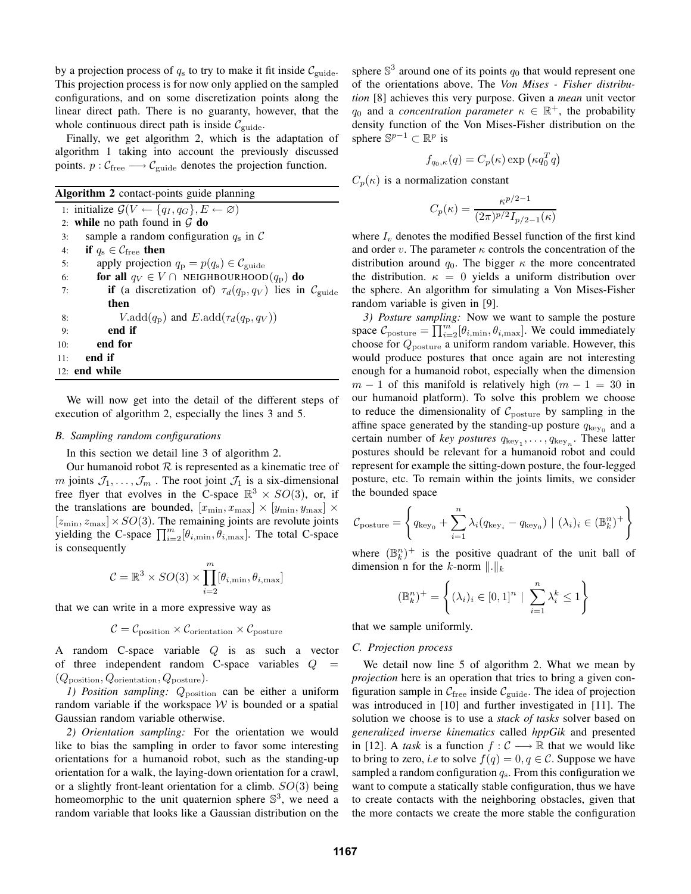by a projection process of $q_s$ to try to make it fit inside $\mathcal{C}_{\text{guide}}$. This projection process is for now only applied on the sampled configurations, and on some discretization points along the linear direct path. There is no guaranty, however, that the whole continuous direct path is inside $\mathcal{C}_{\text{guide}}$.

Finally, we get algorithm 2, which is the adaptation of algorithm 1 taking into account the previously discussed points. $p : \mathcal{C}_{\text{free}} \longrightarrow \mathcal{C}_{\text{guide}}$ denotes the projection function.

**Algorithm 2** contact-points guide planning

```
1: initialize G(V ← {q_I, q_G}, E ← ∅)
2: while no path found in G do
3:   sample a random configuration q_s in C
4:   if q_s ∈ C_free then
5:     apply projection q_p = p(q_s) ∈ C_guide
6:     for all q_V ∈ V ∩ NEIGHBOURHOOD(q_p) do
7:       if (a discretization of) τ_d(q_p, q_V) lies in C_guide then
8:         V.add(q_p) and E.add(τ_d(q_p, q_V))
9:       end if
10:    end for
11:  end if
12: end while
```

We will now get into the detail of the different steps of execution of algorithm 2, especially the lines 3 and 5.

### B. Sampling random configurations

In this section we detail line 3 of algorithm 2.

Our humanoid robot $\mathcal{R}$ is represented as a kinematic tree of $m$ joints $\mathcal{J}_1, \ldots, \mathcal{J}_m$ . The root joint $\mathcal{J}_1$ is a six-dimensional free flyer that evolves in the C-space $\mathbb{R}^3 \times SO(3)$, or, if the translations are bounded, $[x_{\min}, x_{\max}] \times [y_{\min}, y_{\max}] \times [z_{\min}, z_{\max}] \times SO(3)$. The remaining joints are revolute joints yielding the C-space $\prod_{i=2}^{m} [\theta_{i,\min}, \theta_{i,\max}]$. The total C-space is consequently

$$\mathcal{C} = \mathbb{R}^3 \times SO(3) \times \prod_{i=2}^{m} [\theta_{i,\min}, \theta_{i,\max}]$$

that we can write in a more expressive way as

$$\mathcal{C} = \mathcal{C}_{\text{position}} \times \mathcal{C}_{\text{orientation}} \times \mathcal{C}_{\text{posture}}$$

A random C-space variable $Q$ is as such a vector of three independent random C-space variables $Q = (Q_{\text{position}}, Q_{\text{orientation}}, Q_{\text{posture}})$.

*1) Position sampling:* $Q_{\text{position}}$ can be either a uniform random variable if the workspace $\mathcal{W}$ is bounded or a spatial Gaussian random variable otherwise.

*2) Orientation sampling:* For the orientation we would like to bias the sampling in order to favor some interesting orientations for a humanoid robot, such as the standing-up orientation for a walk, the laying-down orientation for a crawl, or a slightly front-leant orientation for a climb. $SO(3)$ being homeomorphic to the unit quaternion sphere $\mathbb{S}^3$, we need a random variable that looks like a Gaussian distribution on the sphere $\mathbb{S}^3$ around one of its points $q_0$ that would represent one of the orientations above. The *Von Mises - Fisher distribution* [8] achieves this very purpose. Given a *mean* unit vector $q_0$ and a *concentration parameter* $\kappa \in \mathbb{R}^+$, the probability density function of the Von Mises-Fisher distribution on the sphere $\mathbb{S}^{p-1} \subset \mathbb{R}^p$ is

$$f_{q_0,\kappa}(q) = C_p(\kappa) \exp\left(\kappa q_0^T q\right)$$

$C_p(\kappa)$ is a normalization constant

$$C_p(\kappa) = \frac{\kappa^{p/2-1}}{(2\pi)^{p/2} I_{p/2-1}(\kappa)}$$

where $I_v$ denotes the modified Bessel function of the first kind and order $v$. The parameter $\kappa$ controls the concentration of the distribution around $q_0$. The bigger $\kappa$ the more concentrated the distribution. $\kappa = 0$ yields a uniform distribution over the sphere. An algorithm for simulating a Von Mises-Fisher random variable is given in [9].

*3) Posture sampling:* Now we want to sample the posture space $\mathcal{C}_{\text{posture}} = \prod_{i=2}^{m} [\theta_{i,\min}, \theta_{i,\max}]$. We could immediately choose for $Q_{\text{posture}}$ a uniform random variable. However, this would produce postures that once again are not interesting enough for a humanoid robot, especially when the dimension $m - 1$ of this manifold is relatively high ($m - 1 = 30$ in our humanoid platform). To solve this problem we choose to reduce the dimensionality of $\mathcal{C}_{\text{posture}}$ by sampling in the affine space generated by the standing-up posture $q_{\text{key}_0}$ and a certain number of *key postures* $q_{\text{key}_1}, \ldots, q_{\text{key}_n}$. These latter postures should be relevant for a humanoid robot and could represent for example the sitting-down posture, the four-legged posture, etc. To remain within the joints limits, we consider the bounded space

$$\mathcal{C}_{\text{posture}} = \left\{ q_{\text{key}_0} + \sum_{i=1}^{n} \lambda_i (q_{\text{key}_i} - q_{\text{key}_0}) \mid (\lambda_i)_i \in (\mathbb{B}_k^n)^+ \right\}$$

where $(\mathbb{B}_k^n)^+$ is the positive quadrant of the unit ball of dimension n for the $k$-norm $\|.\|_k$

$$(\mathbb{B}_k^n)^+ = \left\{ (\lambda_i)_i \in [0,1]^n \mid \sum_{i=1}^{n} \lambda_i^k \leq 1 \right\}$$

that we sample uniformly.

### C. Projection process

We detail now line 5 of algorithm 2. What we mean by *projection* here is an operation that tries to bring a given configuration sample in $\mathcal{C}_{\text{free}}$ inside $\mathcal{C}_{\text{guide}}$. The idea of projection was introduced in [10] and further investigated in [11]. The solution we choose is to use a *stack of tasks* solver based on *generalized inverse kinematics* called *hppGik* and presented in [12]. A *task* is a function $f : \mathcal{C} \longrightarrow \mathbb{R}$ that we would like to bring to zero, *i.e* to solve $f(q) = 0, q \in \mathcal{C}$. Suppose we have sampled a random configuration $q_s$. From this configuration we want to compute a statically stable configuration, thus we have to create contacts with the neighboring obstacles, given that the more contacts we create the more stable the configuration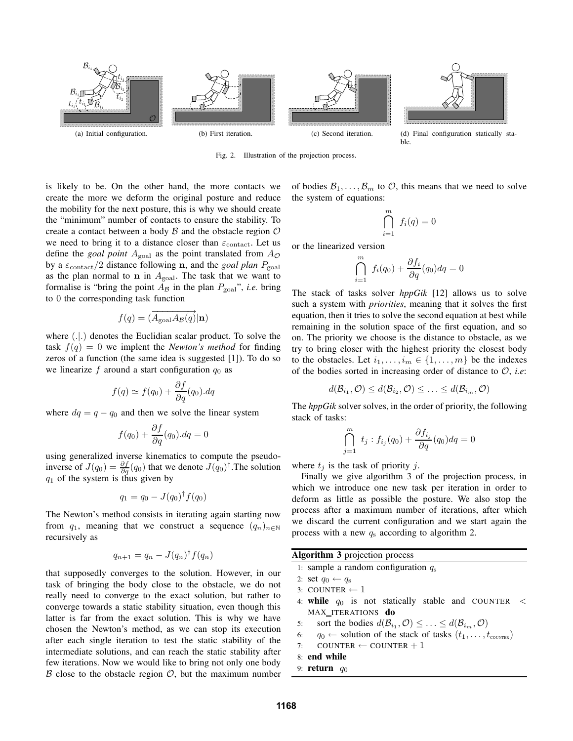(a) Initial configuration.

(b) First iteration.

(c) Second iteration.

(d) Final configuration statically stable.

Fig. 2. Illustration of the projection process.

is likely to be. On the other hand, the more contacts we create the more we deform the original posture and reduce the mobility for the next posture, this is why we should create the "minimum" number of contacts to ensure the stability. To create a contact between a body $\mathcal{B}$ and the obstacle region $\mathcal{O}$ we need to bring it to a distance closer than $\varepsilon_{\text{contact}}$. Let us define the *goal point* $A_{\text{goal}}$ as the point translated from $A_{\mathcal{O}}$ by a $\varepsilon_{\text{contact}}/2$ distance following $\mathbf{n}$, and the *goal plan* $P_{\text{goal}}$ as the plan normal to $\mathbf{n}$ in $A_{\text{goal}}$. The task that we want to formalise is "bring the point $A_{\mathcal{B}}$ in the plan $P_{\text{goal}}$", *i.e.* bring to 0 the corresponding task function

$$f(q) = (\overrightarrow{A_{\text{goal}}A_{\mathcal{B}}(q)}|\mathbf{n})$$

where $(.|.)$ denotes the Euclidian scalar product. To solve the task $f(q) = 0$ we implent the *Newton's method* for finding zeros of a function (the same idea is suggested [1]). To do so we linearize $f$ around a start configuration $q_0$ as

$$f(q) \simeq f(q_0) + \frac{\partial f}{\partial q}(q_0).dq$$

where $dq = q - q_0$ and then we solve the linear system

$$f(q_0) + \frac{\partial f}{\partial q}(q_0).dq = 0$$

using generalized inverse kinematics to compute the pseudo-inverse of $J(q_0) = \frac{\partial f}{\partial q}(q_0)$ that we denote $J(q_0)^{\dagger}$.The solution $q_1$ of the system is thus given by

$$q_1 = q_0 - J(q_0)^{\dagger} f(q_0)$$

The Newton's method consists in iterating again starting now from $q_1$, meaning that we construct a sequence $(q_n)_{n\in\mathbb{N}}$ recursively as

$$q_{n+1} = q_n - J(q_n)^{\dagger} f(q_n)$$

that supposedly converges to the solution. However, in our task of bringing the body close to the obstacle, we do not really need to converge to the exact solution, but rather to converge towards a static stability situation, even though this latter is far from the exact solution. This is why we have chosen the Newton's method, as we can stop its execution after each single iteration to test the static stability of the intermediate solutions, and can reach the static stability after few iterations. Now we would like to bring not only one body $\mathcal{B}$ close to the obstacle region $\mathcal{O}$, but the maximum number of bodies $\mathcal{B}_1, \ldots, \mathcal{B}_m$ to $\mathcal{O}$, this means that we need to solve the system of equations:

$$\bigcap_{i=1}^{m} f_i(q) = 0$$

or the linearized version

$$\bigcap_{i=1}^{m} f_i(q_0) + \frac{\partial f_i}{\partial q}(q_0)dq = 0$$

The stack of tasks solver *hppGik* [12] allows us to solve such a system with *priorities*, meaning that it solves the first equation, then it tries to solve the second equation at best while remaining in the solution space of the first equation, and so on. The priority we choose is the distance to obstacle, as we try to bring closer with the highest priority the closest body to the obstacles. Let $i_1, \ldots, i_m \in \{1, \ldots, m\}$ be the indexes of the bodies sorted in increasing order of distance to $\mathcal{O}$, *i.e*:

$$d(\mathcal{B}_{i_1}, \mathcal{O}) \leq d(\mathcal{B}_{i_2}, \mathcal{O}) \leq \ldots \leq d(\mathcal{B}_{i_m}, \mathcal{O})$$

The *hppGik* solver solves, in the order of priority, the following stack of tasks:

$$\bigcap_{j=1}^{m} t_j : f_{i_j}(q_0) + \frac{\partial f_{i_j}}{\partial q}(q_0)dq = 0$$

where $t_j$ is the task of priority $j$.

Finally we give algorithm 3 of the projection process, in which we introduce one new task per iteration in order to deform as little as possible the posture. We also stop the process after a maximum number of iterations, after which we discard the current configuration and we start again the process with a new $q_{\text{s}}$ according to algorithm 2.

**Algorithm 3** projection process

```
1: sample a random configuration q_s
2: set q_0 ← q_s
3: COUNTER ← 1
4: while q_0 is not statically stable and COUNTER < MAX_ITERATIONS do
5:     sort the bodies d(B_{i_1}, O) ≤ ... ≤ d(B_{i_m}, O)
6:     q_0 ← solution of the stack of tasks (t_1, ..., t_COUNTER)
7:     COUNTER ← COUNTER + 1
8: end while
9: return q_0
```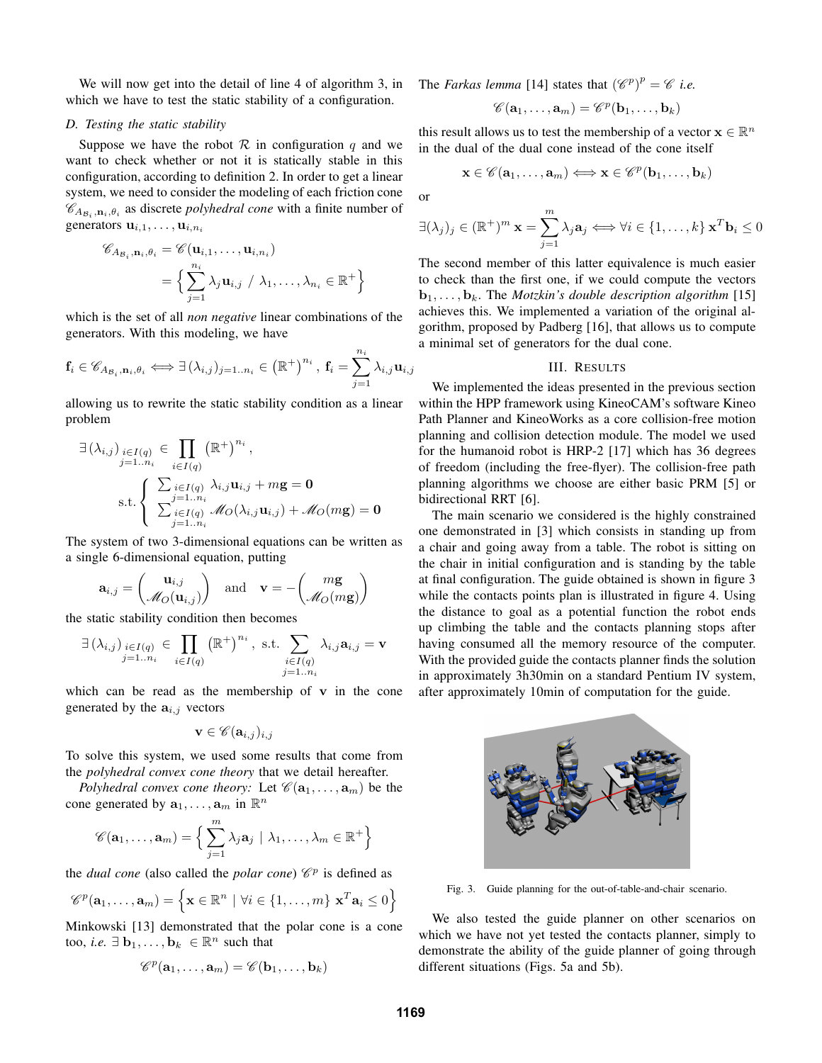We will now get into the detail of line 4 of algorithm 3, in which we have to test the static stability of a configuration.

### D. Testing the static stability

Suppose we have the robot $\mathcal{R}$ in configuration $q$ and we want to check whether or not it is statically stable in this configuration, according to definition 2. In order to get a linear system, we need to consider the modeling of each friction cone $\mathscr{C}_{A_{\mathcal{B}_i},\mathbf{n}_i,\theta_i}$ as discrete *polyhedral cone* with a finite number of generators $\mathbf{u}_{i,1},\ldots,\mathbf{u}_{i,n_i}$

$$\mathscr{C}_{A_{\mathcal{B}_i},\mathbf{n}_i,\theta_i} = \mathscr{C}(\mathbf{u}_{i,1},\ldots,\mathbf{u}_{i,n_i}) = \Big\{ \sum_{j=1}^{n_i} \lambda_j \mathbf{u}_{i,j} \ / \ \lambda_1,\ldots,\lambda_{n_i} \in \mathbb{R}^+ \Big\}$$

which is the set of all *non negative* linear combinations of the generators. With this modeling, we have

$$\mathbf{f}_i \in \mathscr{C}_{A_{\mathcal{B}_i},\mathbf{n}_i,\theta_i} \Longleftrightarrow \exists\,(\lambda_{i,j})_{j=1..n_i} \in \left(\mathbb{R}^+\right)^{n_i},\ \mathbf{f}_i = \sum_{j=1}^{n_i} \lambda_{i,j}\mathbf{u}_{i,j}$$

allowing us to rewrite the static stability condition as a linear problem

$$\exists\,(\lambda_{i,j})_{\substack{i\in I(q)\\ j=1..n_i}} \in \prod_{i\in I(q)} \left(\mathbb{R}^+\right)^{n_i},\quad \text{s.t.} \left\{ \begin{array}{l} \sum_{\substack{i\in I(q)\\ j=1..n_i}} \lambda_{i,j}\mathbf{u}_{i,j} + m\mathbf{g} = \mathbf{0} \\ \sum_{\substack{i\in I(q)\\ j=1..n_i}} \mathscr{M}_O(\lambda_{i,j}\mathbf{u}_{i,j}) + \mathscr{M}_O(m\mathbf{g}) = \mathbf{0} \end{array} \right.$$

The system of two 3-dimensional equations can be written as a single 6-dimensional equation, putting

$$\mathbf{a}_{i,j} = \begin{pmatrix} \mathbf{u}_{i,j} \\ \mathscr{M}_O(\mathbf{u}_{i,j}) \end{pmatrix} \quad \text{and} \quad \mathbf{v} = -\begin{pmatrix} m\mathbf{g} \\ \mathscr{M}_O(m\mathbf{g}) \end{pmatrix}$$

the static stability condition then becomes

$$\exists\,(\lambda_{i,j})_{\substack{i\in I(q)\\ j=1..n_i}} \in \prod_{i\in I(q)} \left(\mathbb{R}^+\right)^{n_i},\ \text{s.t.} \sum_{\substack{i\in I(q)\\ j=1..n_i}} \lambda_{i,j}\mathbf{a}_{i,j} = \mathbf{v}$$

which can be read as the membership of $\mathbf{v}$ in the cone generated by the $\mathbf{a}_{i,j}$ vectors

$$\mathbf{v} \in \mathscr{C}(\mathbf{a}_{i,j})_{i,j}$$

To solve this system, we used some results that come from the *polyhedral convex cone theory* that we detail hereafter.

*Polyhedral convex cone theory:* Let $\mathscr{C}(\mathbf{a}_1,\ldots,\mathbf{a}_m)$ be the cone generated by $\mathbf{a}_1,\ldots,\mathbf{a}_m$ in $\mathbb{R}^n$

$$\mathscr{C}(\mathbf{a}_1,\ldots,\mathbf{a}_m) = \Big\{ \sum_{j=1}^{m} \lambda_j \mathbf{a}_j \mid \lambda_1,\ldots,\lambda_m \in \mathbb{R}^+ \Big\}$$

the *dual cone* (also called the *polar cone*) $\mathscr{C}^p$ is defined as

$$\mathscr{C}^p(\mathbf{a}_1,\ldots,\mathbf{a}_m) = \Big\{ \mathbf{x} \in \mathbb{R}^n \mid \forall i \in \{1,\ldots,m\}\ \mathbf{x}^T\mathbf{a}_i \le 0 \Big\}$$

Minkowski [13] demonstrated that the polar cone is a cone too, *i.e.* $\exists\ \mathbf{b}_1,\ldots,\mathbf{b}_k\ \in \mathbb{R}^n$ such that

$$\mathscr{C}^p(\mathbf{a}_1,\ldots,\mathbf{a}_m) = \mathscr{C}(\mathbf{b}_1,\ldots,\mathbf{b}_k)$$

The *Farkas lemma* [14] states that $(\mathscr{C}^p)^p = \mathscr{C}$ *i.e.*

$$\mathscr{C}(\mathbf{a}_1,\ldots,\mathbf{a}_m) = \mathscr{C}^p(\mathbf{b}_1,\ldots,\mathbf{b}_k)$$

this result allows us to test the membership of a vector $\mathbf{x} \in \mathbb{R}^n$ in the dual of the dual cone instead of the cone itself

$$\mathbf{x} \in \mathscr{C}(\mathbf{a}_1,\ldots,\mathbf{a}_m) \Longleftrightarrow \mathbf{x} \in \mathscr{C}^p(\mathbf{b}_1,\ldots,\mathbf{b}_k)$$

or

$$\exists(\lambda_j)_j \in (\mathbb{R}^+)^m\ \mathbf{x} = \sum_{j=1}^{m} \lambda_j \mathbf{a}_j \Longleftrightarrow \forall i \in \{1,\ldots,k\}\ \mathbf{x}^T\mathbf{b}_i \le 0$$

The second member of this latter equivalence is much easier to check than the first one, if we could compute the vectors $\mathbf{b}_1,\ldots,\mathbf{b}_k$. The *Motzkin's double description algorithm* [15] achieves this. We implemented a variation of the original algorithm, proposed by Padberg [16], that allows us to compute a minimal set of generators for the dual cone.

## III. Results

We implemented the ideas presented in the previous section within the HPP framework using KineoCAM's software Kineo Path Planner and KineoWorks as a core collision-free motion planning and collision detection module. The model we used for the humanoid robot is HRP-2 [17] which has 36 degrees of freedom (including the free-flyer). The collision-free path planning algorithms we choose are either basic PRM [5] or bidirectional RRT [6].

The main scenario we considered is the highly constrained one demonstrated in [3] which consists in standing up from a chair and going away from a table. The robot is sitting on the chair in initial configuration and is standing by the table at final configuration. The guide obtained is shown in figure 3 while the contacts points plan is illustrated in figure 4. Using the distance to goal as a potential function the robot ends up climbing the table and the contacts planning stops after having consumed all the memory resource of the computer. With the provided guide the contacts planner finds the solution in approximately 3h30min on a standard Pentium IV system, after approximately 10min of computation for the guide.

Fig. 3. Guide planning for the out-of-table-and-chair scenario.

We also tested the guide planner on other scenarios on which we have not yet tested the contacts planner, simply to demonstrate the ability of the guide planner of going through different situations (Figs. 5a and 5b).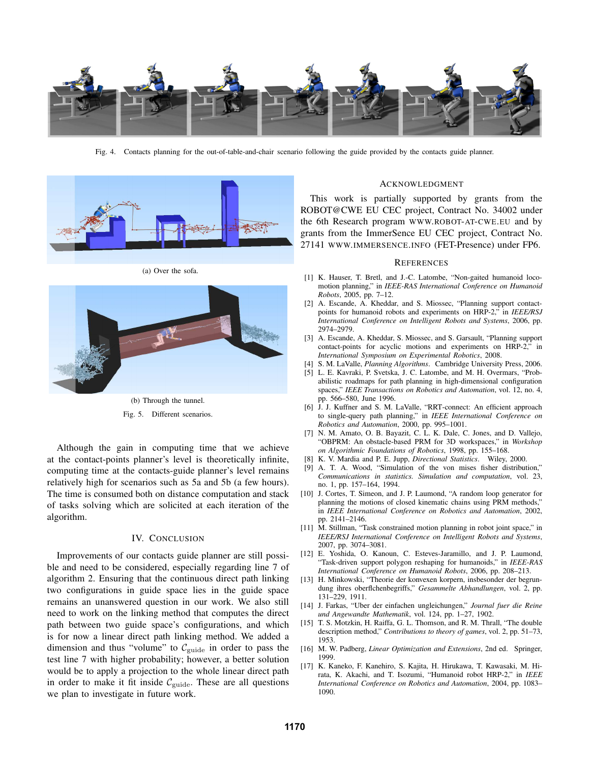Fig. 4. Contacts planning for the out-of-table-and-chair scenario following the guide provided by the contacts guide planner.

(a) Over the sofa.

(b) Through the tunnel.

Fig. 5. Different scenarios.

Although the gain in computing time that we achieve at the contact-points planner's level is theoretically infinite, computing time at the contacts-guide planner's level remains relatively high for scenarios such as 5a and 5b (a few hours). The time is consumed both on distance computation and stack of tasks solving which are solicited at each iteration of the algorithm.

## IV. Conclusion

Improvements of our contacts guide planner are still possible and need to be considered, especially regarding line 7 of algorithm 2. Ensuring that the continuous direct path linking two configurations in guide space lies in the guide space remains an unanswered question in our work. We also still need to work on the linking method that computes the direct path between two guide space's configurations, and which is for now a linear direct path linking method. We added a dimension and thus "volume" to $\mathcal{C}_{\text{guide}}$ in order to pass the test line 7 with higher probability; however, a better solution would be to apply a projection to the whole linear direct path in order to make it fit inside $\mathcal{C}_{\text{guide}}$. These are all questions we plan to investigate in future work.

## Acknowledgment

This work is partially supported by grants from the ROBOT@CWE EU CEC project, Contract No. 34002 under the 6th Research program WWW.ROBOT-AT-CWE.EU and by grants from the ImmerSence EU CEC project, Contract No. 27141 WWW.IMMERSENCE.INFO (FET-Presence) under FP6.

## References

[1] K. Hauser, T. Bretl, and J.-C. Latombe, "Non-gaited humanoid locomotion planning," in *IEEE-RAS International Conference on Humanoid Robots*, 2005, pp. 7–12.

[2] A. Escande, A. Kheddar, and S. Miossec, "Planning support contact-points for humanoid robots and experiments on HRP-2," in *IEEE/RSJ International Conference on Intelligent Robots and Systems*, 2006, pp. 2974–2979.

[3] A. Escande, A. Kheddar, S. Miossec, and S. Garsault, "Planning support contact-points for acyclic motions and experiments on HRP-2," in *International Symposium on Experimental Robotics*, 2008.

[4] S. M. LaValle, *Planning Algorithms*. Cambridge University Press, 2006.

[5] L. E. Kavraki, P. Svetska, J. C. Latombe, and M. H. Overmars, "Probabilistic roadmaps for path planning in high-dimensional configuration spaces," *IEEE Transactions on Robotics and Automation*, vol. 12, no. 4, pp. 566–580, June 1996.

[6] J. J. Kuffner and S. M. LaValle, "RRT-connect: An efficient approach to single-query path planning," in *IEEE International Conference on Robotics and Automation*, 2000, pp. 995–1001.

[7] N. M. Amato, O. B. Bayazit, C. L. K. Dale, C. Jones, and D. Vallejo, "OBPRM: An obstacle-based PRM for 3D workspaces," in *Workshop on Algorithmic Foundations of Robotics*, 1998, pp. 155–168.

[8] K. V. Mardia and P. E. Jupp, *Directional Statistics*. Wiley, 2000.

[9] A. T. A. Wood, "Simulation of the von mises fisher distribution," *Communications in statistics. Simulation and computation*, vol. 23, no. 1, pp. 157–164, 1994.

[10] J. Cortes, T. Simeon, and J. P. Laumond, "A random loop generator for planning the motions of closed kinematic chains using PRM methods," in *IEEE International Conference on Robotics and Automation*, 2002, pp. 2141–2146.

[11] M. Stillman, "Task constrained motion planning in robot joint space," in *IEEE/RSJ International Conference on Intelligent Robots and Systems*, 2007, pp. 3074–3081.

[12] E. Yoshida, O. Kanoun, C. Esteves-Jaramillo, and J. P. Laumond, "Task-driven support polygon reshaping for humanoids," in *IEEE-RAS International Conference on Humanoid Robots*, 2006, pp. 208–213.

[13] H. Minkowski, "Theorie der konvexen korpern, insbesonder der begrundung ihres oberflchenbegriffs," *Gesammelte Abhandlungen*, vol. 2, pp. 131–229, 1911.

[14] J. Farkas, "Uber der einfachen ungleichungen," *Journal fuer die Reine und Angewandte Mathematik*, vol. 124, pp. 1–27, 1902.

[15] T. S. Motzkin, H. Raiffa, G. L. Thomson, and R. M. Thrall, "The double description method," *Contributions to theory of games*, vol. 2, pp. 51–73, 1953.

[16] M. W. Padberg, *Linear Optimization and Extensions*, 2nd ed. Springer, 1999.

[17] K. Kaneko, F. Kanehiro, S. Kajita, H. Hirukawa, T. Kawasaki, M. Hirata, K. Akachi, and T. Isozumi, "Humanoid robot HRP-2," in *IEEE International Conference on Robotics and Automation*, 2004, pp. 1083–1090.